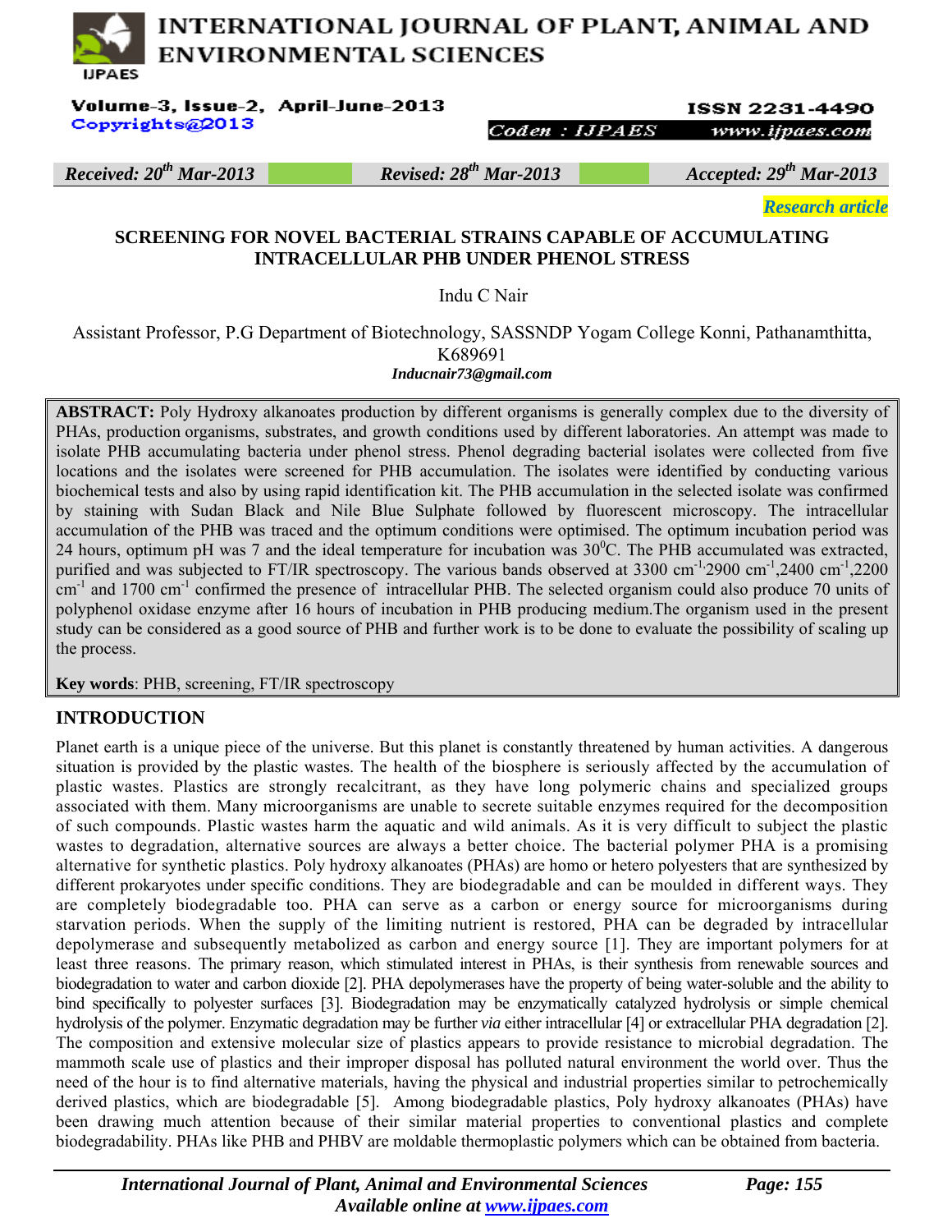**Received: 20th Mar-2013 | Revised: 28th Mar-2013 | Accepted: 29th Mar-2013**

*Research article*

# SCREENING FOR NOVEL BACTERIAL STRAINS CAPABLE OF ACCUMULATING INTRACELLULAR PHB UNDER PHENOL STRESS

Indu C Nair

Assistant Professor, P.G Department of Biotechnology, SASSNDP Yogam College Konni, Pathanamthitta, K689691

*Inducnair73@gmail.com*

**ABSTRACT:** Poly Hydroxy alkanoates production by different organisms is generally complex due to the diversity of PHAs, production organisms, substrates, and growth conditions used by different laboratories. An attempt was made to isolate PHB accumulating bacteria under phenol stress. Phenol degrading bacterial isolates were collected from five locations and the isolates were screened for PHB accumulation. The isolates were identified by conducting various biochemical tests and also by using rapid identification kit. The PHB accumulation in the selected isolate was confirmed by staining with Sudan Black and Nile Blue Sulphate followed by fluorescent microscopy. The intracellular accumulation of the PHB was traced and the optimum conditions were optimised. The optimum incubation period was 24 hours, optimum pH was 7 and the ideal temperature for incubation was $30^0$C. The PHB accumulated was extracted, purified and was subjected to FT/IR spectroscopy. The various bands observed at 3300 $cm^{-1}$·2900 $cm^{-1}$,2400 $cm^{-1}$,2200 $cm^{-1}$ and 1700 $cm^{-1}$ confirmed the presence of intracellular PHB. The selected organism could also produce 70 units of polyphenol oxidase enzyme after 16 hours of incubation in PHB producing medium.The organism used in the present study can be considered as a good source of PHB and further work is to be done to evaluate the possibility of scaling up the process.

**Key words**: PHB, screening, FT/IR spectroscopy

## INTRODUCTION

Planet earth is a unique piece of the universe. But this planet is constantly threatened by human activities. A dangerous situation is provided by the plastic wastes. The health of the biosphere is seriously affected by the accumulation of plastic wastes. Plastics are strongly recalcitrant, as they have long polymeric chains and specialized groups associated with them. Many microorganisms are unable to secrete suitable enzymes required for the decomposition of such compounds. Plastic wastes harm the aquatic and wild animals. As it is very difficult to subject the plastic wastes to degradation, alternative sources are always a better choice. The bacterial polymer PHA is a promising alternative for synthetic plastics. Poly hydroxy alkanoates (PHAs) are homo or hetero polyesters that are synthesized by different prokaryotes under specific conditions. They are biodegradable and can be moulded in different ways. They are completely biodegradable too. PHA can serve as a carbon or energy source for microorganisms during starvation periods. When the supply of the limiting nutrient is restored, PHA can be degraded by intracellular depolymerase and subsequently metabolized as carbon and energy source [1]. They are important polymers for at least three reasons. The primary reason, which stimulated interest in PHAs, is their synthesis from renewable sources and biodegradation to water and carbon dioxide [2]. PHA depolymerases have the property of being water-soluble and the ability to bind specifically to polyester surfaces [3]. Biodegradation may be enzymatically catalyzed hydrolysis or simple chemical hydrolysis of the polymer. Enzymatic degradation may be further *via* either intracellular [4] or extracellular PHA degradation [2]. The composition and extensive molecular size of plastics appears to provide resistance to microbial degradation. The mammoth scale use of plastics and their improper disposal has polluted natural environment the world over. Thus the need of the hour is to find alternative materials, having the physical and industrial properties similar to petrochemically derived plastics, which are biodegradable [5]. Among biodegradable plastics, Poly hydroxy alkanoates (PHAs) have been drawing much attention because of their similar material properties to conventional plastics and complete biodegradability. PHAs like PHB and PHBV are moldable thermoplastic polymers which can be obtained from bacteria.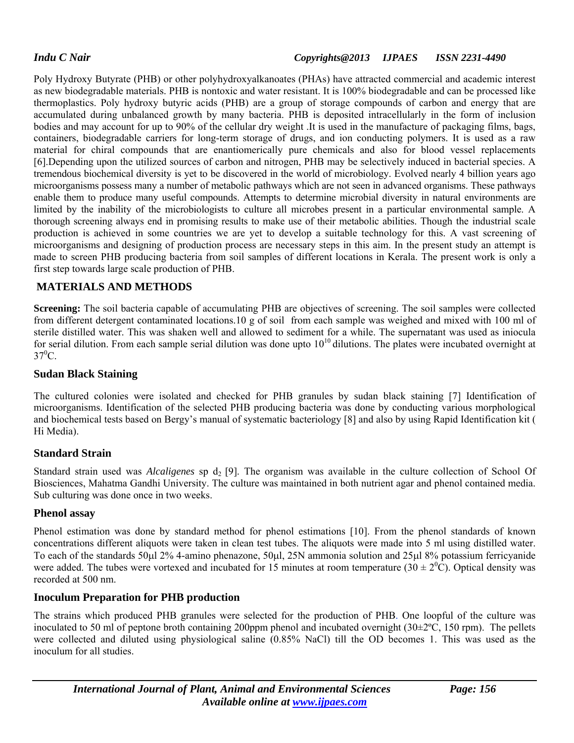Poly Hydroxy Butyrate (PHB) or other polyhydroxyalkanoates (PHAs) have attracted commercial and academic interest as new biodegradable materials. PHB is nontoxic and water resistant. It is 100% biodegradable and can be processed like thermoplastics. Poly hydroxy butyric acids (PHB) are a group of storage compounds of carbon and energy that are accumulated during unbalanced growth by many bacteria. PHB is deposited intracellularly in the form of inclusion bodies and may account for up to 90% of the cellular dry weight .It is used in the manufacture of packaging films, bags, containers, biodegradable carriers for long-term storage of drugs, and ion conducting polymers. It is used as a raw material for chiral compounds that are enantiomerically pure chemicals and also for blood vessel replacements [6].Depending upon the utilized sources of carbon and nitrogen, PHB may be selectively induced in bacterial species. A tremendous biochemical diversity is yet to be discovered in the world of microbiology. Evolved nearly 4 billion years ago microorganisms possess many a number of metabolic pathways which are not seen in advanced organisms. These pathways enable them to produce many useful compounds. Attempts to determine microbial diversity in natural environments are limited by the inability of the microbiologists to culture all microbes present in a particular environmental sample. A thorough screening always end in promising results to make use of their metabolic abilities. Though the industrial scale production is achieved in some countries we are yet to develop a suitable technology for this. A vast screening of microorganisms and designing of production process are necessary steps in this aim. In the present study an attempt is made to screen PHB producing bacteria from soil samples of different locations in Kerala. The present work is only a first step towards large scale production of PHB.

## MATERIALS AND METHODS

**Screening:** The soil bacteria capable of accumulating PHB are objectives of screening. The soil samples were collected from different detergent contaminated locations.10 g of soil from each sample was weighed and mixed with 100 ml of sterile distilled water. This was shaken well and allowed to sediment for a while. The supernatant was used as iniocula for serial dilution. From each sample serial dilution was done upto $10^{10}$ dilutions. The plates were incubated overnight at $37^{0}$C.

### Sudan Black Staining

The cultured colonies were isolated and checked for PHB granules by sudan black staining [7] Identification of microorganisms. Identification of the selected PHB producing bacteria was done by conducting various morphological and biochemical tests based on Bergy's manual of systematic bacteriology [8] and also by using Rapid Identification kit ( Hi Media).

### Standard Strain

Standard strain used was *Alcaligenes* sp $d_2$ [9]. The organism was available in the culture collection of School Of Biosciences, Mahatma Gandhi University. The culture was maintained in both nutrient agar and phenol contained media. Sub culturing was done once in two weeks.

### Phenol assay

Phenol estimation was done by standard method for phenol estimations [10]. From the phenol standards of known concentrations different aliquots were taken in clean test tubes. The aliquots were made into 5 ml using distilled water. To each of the standards 50μl 2% 4-amino phenazone, 50μl, 25N ammonia solution and 25μl 8% potassium ferricyanide were added. The tubes were vortexed and incubated for 15 minutes at room temperature ($30 \pm 2^{0}$C). Optical density was recorded at 500 nm.

### Inoculum Preparation for PHB production

The strains which produced PHB granules were selected for the production of PHB. One loopful of the culture was inoculated to 50 ml of peptone broth containing 200ppm phenol and incubated overnight (30±2ºC, 150 rpm). The pellets were collected and diluted using physiological saline (0.85% NaCl) till the OD becomes 1. This was used as the inoculum for all studies.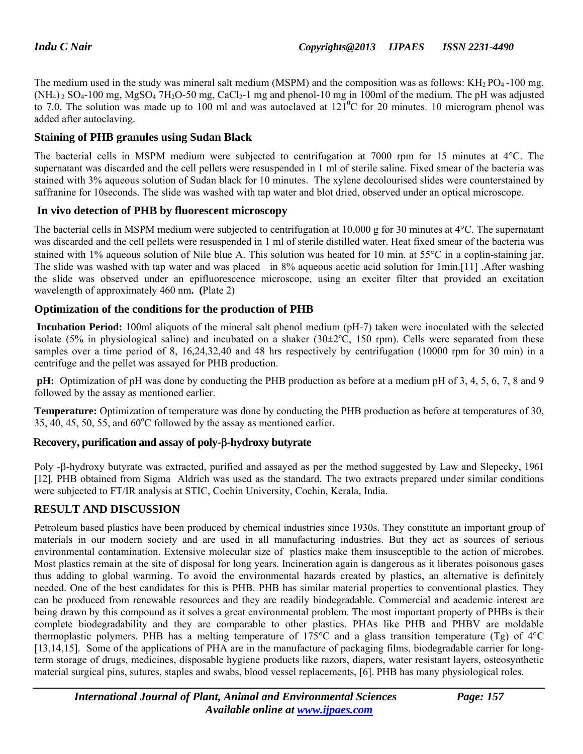The medium used in the study was mineral salt medium (MSPM) and the composition was as follows: $KH_2PO_4$ -100 mg, $(NH_4)_2SO_4$-100 mg, $MgSO_4\ 7H_2O$-50 mg, $CaCl_2$-1 mg and phenol-10 mg in 100ml of the medium. The pH was adjusted to 7.0. The solution was made up to 100 ml and was autoclaved at $121^0$C for 20 minutes. 10 microgram phenol was added after autoclaving.

## Staining of PHB granules using Sudan Black

The bacterial cells in MSPM medium were subjected to centrifugation at 7000 rpm for 15 minutes at 4°C. The supernatant was discarded and the cell pellets were resuspended in 1 ml of sterile saline. Fixed smear of the bacteria was stained with 3% aqueous solution of Sudan black for 10 minutes. The xylene decolourised slides were counterstained by saffranine for 10seconds. The slide was washed with tap water and blot dried, observed under an optical microscope.

## In vivo detection of PHB by fluorescent microscopy

The bacterial cells in MSPM medium were subjected to centrifugation at 10,000 g for 30 minutes at 4°C. The supernatant was discarded and the cell pellets were resuspended in 1 ml of sterile distilled water. Heat fixed smear of the bacteria was stained with 1% aqueous solution of Nile blue A. This solution was heated for 10 min. at 55°C in a coplin-staining jar. The slide was washed with tap water and was placed in 8% aqueous acetic acid solution for 1min.[11] .After washing the slide was observed under an epifluorescence microscope, using an exciter filter that provided an excitation wavelength of approximately 460 nm. **(**Plate 2)

## Optimization of the conditions for the production of PHB

**Incubation Period:** 100ml aliquots of the mineral salt phenol medium (pH-7) taken were inoculated with the selected isolate (5% in physiological saline) and incubated on a shaker (30±2ºC, 150 rpm). Cells were separated from these samples over a time period of 8, 16,24,32,40 and 48 hrs respectively by centrifugation (10000 rpm for 30 min) in a centrifuge and the pellet was assayed for PHB production.

**pH:** Optimization of pH was done by conducting the PHB production as before at a medium pH of 3, 4, 5, 6, 7, 8 and 9 followed by the assay as mentioned earlier.

**Temperature:** Optimization of temperature was done by conducting the PHB production as before at temperatures of 30, 35, 40, 45, 50, 55, and $60^o$C followed by the assay as mentioned earlier.

## Recovery, purification and assay of poly-β-hydroxy butyrate

Poly -β-hydroxy butyrate was extracted, purified and assayed as per the method suggested by Law and Slepecky, 1961 [12]. PHB obtained from Sigma Aldrich was used as the standard. The two extracts prepared under similar conditions were subjected to FT/IR analysis at STIC, Cochin University, Cochin, Kerala, India.

## RESULT AND DISCUSSION

Petroleum based plastics have been produced by chemical industries since 1930s. They constitute an important group of materials in our modern society and are used in all manufacturing industries. But they act as sources of serious environmental contamination. Extensive molecular size of plastics make them insusceptible to the action of microbes. Most plastics remain at the site of disposal for long years. Incineration again is dangerous as it liberates poisonous gases thus adding to global warming. To avoid the environmental hazards created by plastics, an alternative is definitely needed. One of the best candidates for this is PHB. PHB has similar material properties to conventional plastics. They can be produced from renewable resources and they are readily biodegradable. Commercial and academic interest are being drawn by this compound as it solves a great environmental problem. The most important property of PHBs is their complete biodegradability and they are comparable to other plastics. PHAs like PHB and PHBV are moldable thermoplastic polymers. PHB has a melting temperature of 175°C and a glass transition temperature (Tg) of 4°C [13,14,15]. Some of the applications of PHA are in the manufacture of packaging films, biodegradable carrier for long-term storage of drugs, medicines, disposable hygiene products like razors, diapers, water resistant layers, osteosynthetic material surgical pins, sutures, staples and swabs, blood vessel replacements, [6]. PHB has many physiological roles.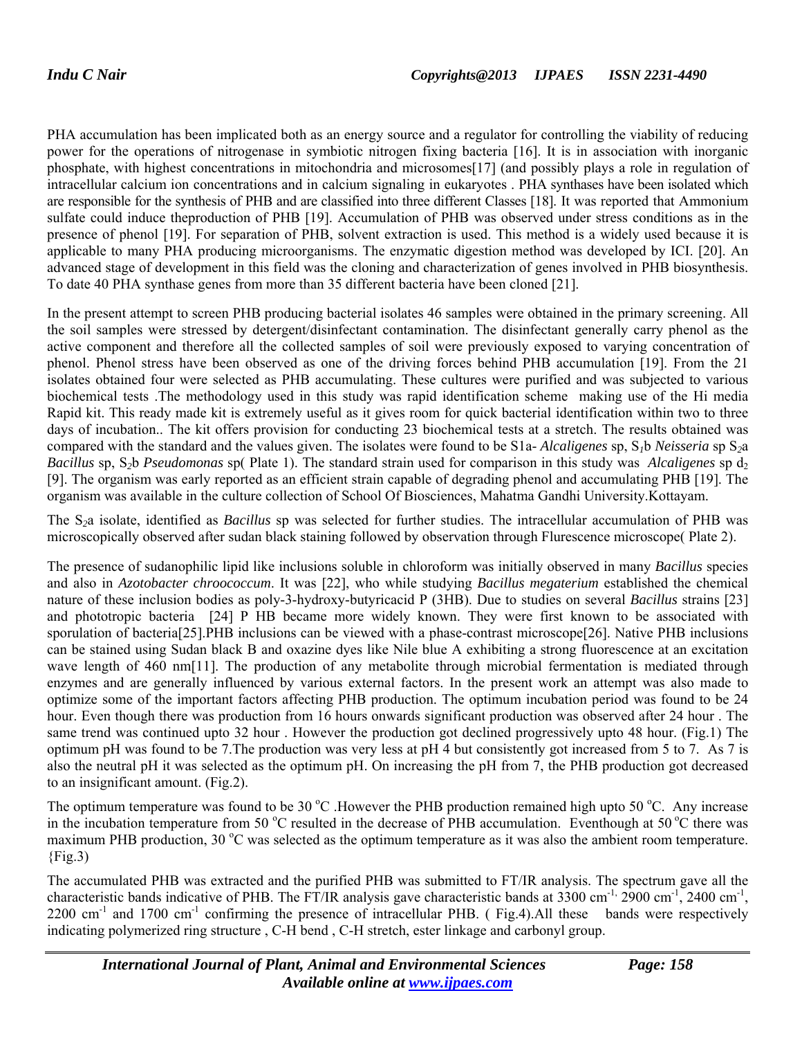PHA accumulation has been implicated both as an energy source and a regulator for controlling the viability of reducing power for the operations of nitrogenase in symbiotic nitrogen fixing bacteria [16]. It is in association with inorganic phosphate, with highest concentrations in mitochondria and microsomes[17] (and possibly plays a role in regulation of intracellular calcium ion concentrations and in calcium signaling in eukaryotes . PHA synthases have been isolated which are responsible for the synthesis of PHB and are classified into three different Classes [18]. It was reported that Ammonium sulfate could induce theproduction of PHB [19]. Accumulation of PHB was observed under stress conditions as in the presence of phenol [19]. For separation of PHB, solvent extraction is used. This method is a widely used because it is applicable to many PHA producing microorganisms. The enzymatic digestion method was developed by ICI. [20]. An advanced stage of development in this field was the cloning and characterization of genes involved in PHB biosynthesis. To date 40 PHA synthase genes from more than 35 different bacteria have been cloned [21].

In the present attempt to screen PHB producing bacterial isolates 46 samples were obtained in the primary screening. All the soil samples were stressed by detergent/disinfectant contamination. The disinfectant generally carry phenol as the active component and therefore all the collected samples of soil were previously exposed to varying concentration of phenol. Phenol stress have been observed as one of the driving forces behind PHB accumulation [19]. From the 21 isolates obtained four were selected as PHB accumulating. These cultures were purified and was subjected to various biochemical tests .The methodology used in this study was rapid identification scheme making use of the Hi media Rapid kit. This ready made kit is extremely useful as it gives room for quick bacterial identification within two to three days of incubation.. The kit offers provision for conducting 23 biochemical tests at a stretch. The results obtained was compared with the standard and the values given. The isolates were found to be S1a- *Alcaligenes* sp, $S_1$b *Neisseria* sp $S_2$a *Bacillus* sp, $S_2$b *Pseudomonas* sp( Plate 1). The standard strain used for comparison in this study was *Alcaligenes* sp $d_2$ [9]. The organism was early reported as an efficient strain capable of degrading phenol and accumulating PHB [19]. The organism was available in the culture collection of School Of Biosciences, Mahatma Gandhi University.Kottayam.

The $S_2$a isolate, identified as *Bacillus* sp was selected for further studies. The intracellular accumulation of PHB was microscopically observed after sudan black staining followed by observation through Flurescence microscope( Plate 2).

The presence of sudanophilic lipid like inclusions soluble in chloroform was initially observed in many *Bacillus* species and also in *Azotobacter chroococcum*. It was [22], who while studying *Bacillus megaterium* established the chemical nature of these inclusion bodies as poly-3-hydroxy-butyricacid P (3HB). Due to studies on several *Bacillus* strains [23] and phototropic bacteria [24] P HB became more widely known. They were first known to be associated with sporulation of bacteria[25].PHB inclusions can be viewed with a phase-contrast microscope[26]. Native PHB inclusions can be stained using Sudan black B and oxazine dyes like Nile blue A exhibiting a strong fluorescence at an excitation wave length of 460 nm[11]. The production of any metabolite through microbial fermentation is mediated through enzymes and are generally influenced by various external factors. In the present work an attempt was also made to optimize some of the important factors affecting PHB production. The optimum incubation period was found to be 24 hour. Even though there was production from 16 hours onwards significant production was observed after 24 hour . The same trend was continued upto 32 hour . However the production got declined progressively upto 48 hour. (Fig.1) The optimum pH was found to be 7.The production was very less at pH 4 but consistently got increased from 5 to 7. As 7 is also the neutral pH it was selected as the optimum pH. On increasing the pH from 7, the PHB production got decreased to an insignificant amount. (Fig.2).

The optimum temperature was found to be 30 $^{o}$C .However the PHB production remained high upto 50 $^{o}$C. Any increase in the incubation temperature from 50 $^{o}$C resulted in the decrease of PHB accumulation. Eventhough at 50 $^{o}$C there was maximum PHB production, 30 $^{o}$C was selected as the optimum temperature as it was also the ambient room temperature. {Fig.3)

The accumulated PHB was extracted and the purified PHB was submitted to FT/IR analysis. The spectrum gave all the characteristic bands indicative of PHB. The FT/IR analysis gave characteristic bands at 3300 cm$^{-1,}$ 2900 cm$^{-1}$, 2400 cm$^{-1}$, 2200 cm$^{-1}$ and 1700 cm$^{-1}$ confirming the presence of intracellular PHB. ( Fig.4).All these bands were respectively indicating polymerized ring structure , C-H bend , C-H stretch, ester linkage and carbonyl group.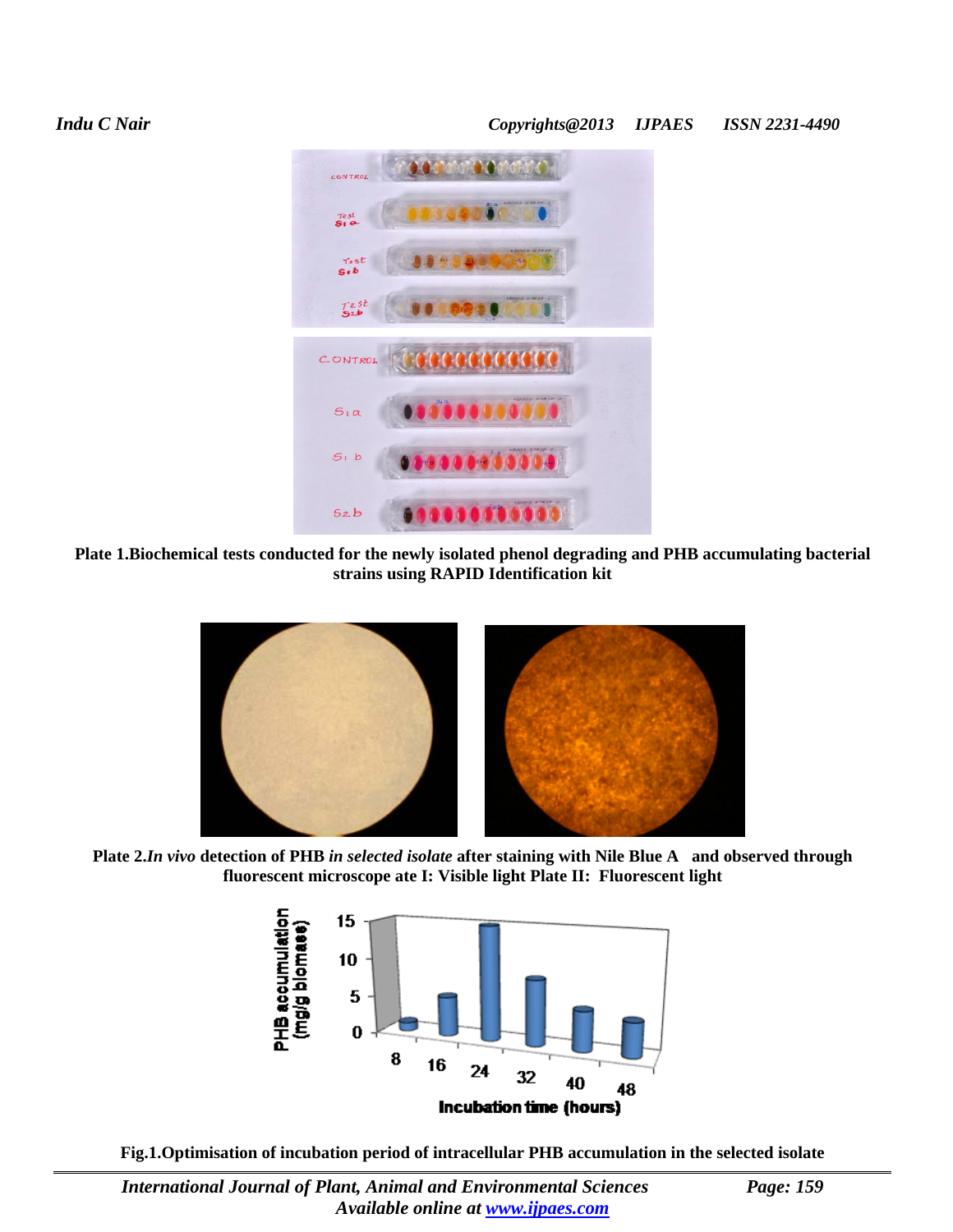**Plate 1.Biochemical tests conducted for the newly isolated phenol degrading and PHB accumulating bacterial strains using RAPID Identification kit**

**Plate 2.*In vivo* detection of PHB *in selected isolate* after staining with Nile Blue A and observed through fluorescent microscope ate I: Visible light Plate II: Fluorescent light**

**Fig.1.Optimisation of incubation period of intracellular PHB accumulation in the selected isolate**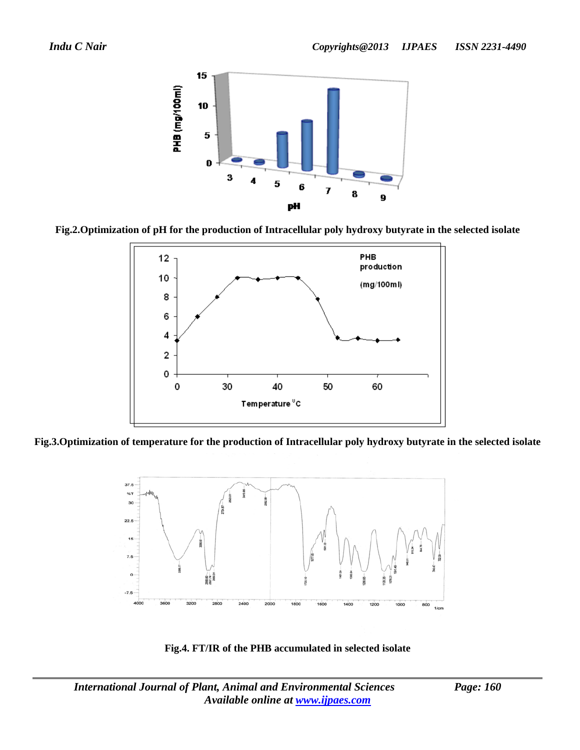Fig.2.Optimization of pH for the production of Intracellular poly hydroxy butyrate in the selected isolate

Fig.3.Optimization of temperature for the production of Intracellular poly hydroxy butyrate in the selected isolate

Fig.4. FT/IR of the PHB accumulated in selected isolate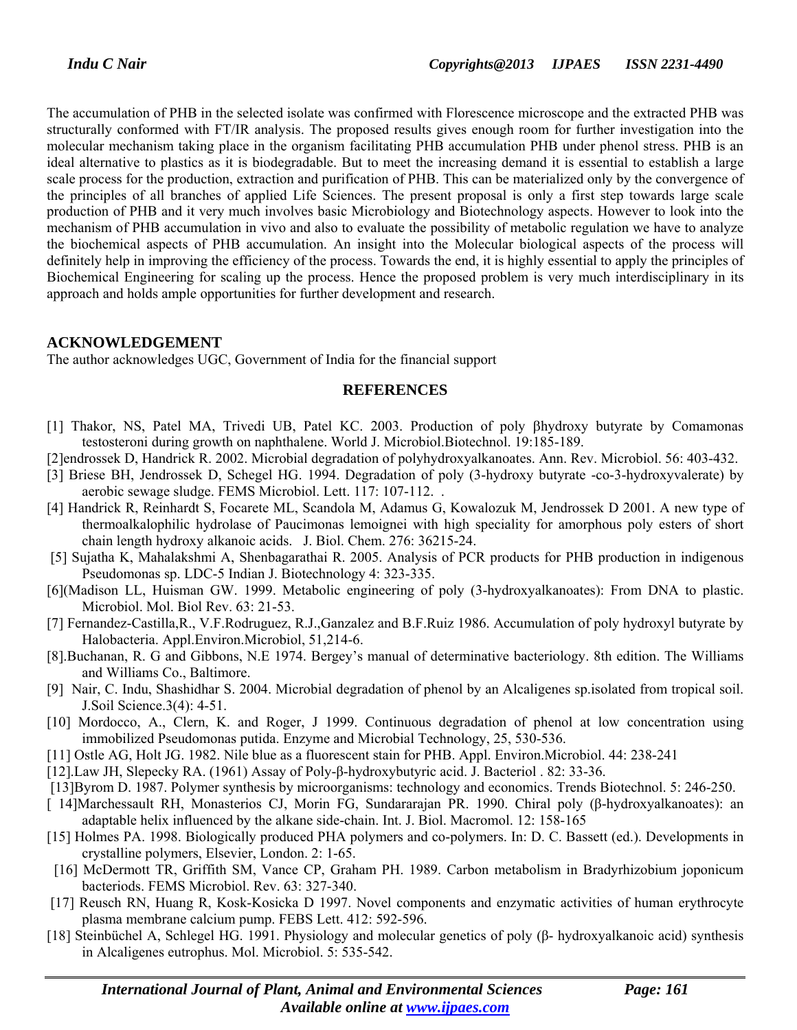The accumulation of PHB in the selected isolate was confirmed with Florescence microscope and the extracted PHB was structurally conformed with FT/IR analysis. The proposed results gives enough room for further investigation into the molecular mechanism taking place in the organism facilitating PHB accumulation PHB under phenol stress. PHB is an ideal alternative to plastics as it is biodegradable. But to meet the increasing demand it is essential to establish a large scale process for the production, extraction and purification of PHB. This can be materialized only by the convergence of the principles of all branches of applied Life Sciences. The present proposal is only a first step towards large scale production of PHB and it very much involves basic Microbiology and Biotechnology aspects. However to look into the mechanism of PHB accumulation in vivo and also to evaluate the possibility of metabolic regulation we have to analyze the biochemical aspects of PHB accumulation. An insight into the Molecular biological aspects of the process will definitely help in improving the efficiency of the process. Towards the end, it is highly essential to apply the principles of Biochemical Engineering for scaling up the process. Hence the proposed problem is very much interdisciplinary in its approach and holds ample opportunities for further development and research.

## ACKNOWLEDGEMENT

The author acknowledges UGC, Government of India for the financial support

## REFERENCES

[1] Thakor, NS, Patel MA, Trivedi UB, Patel KC. 2003. Production of poly βhydroxy butyrate by Comamonas testosteroni during growth on naphthalene. World J. Microbiol.Biotechnol. 19:185-189.

[2]endrossek D, Handrick R. 2002. Microbial degradation of polyhydroxyalkanoates. Ann. Rev. Microbiol. 56: 403-432.

[3] Briese BH, Jendrossek D, Schegel HG. 1994. Degradation of poly (3-hydroxy butyrate -co-3-hydroxyvalerate) by aerobic sewage sludge. FEMS Microbiol. Lett. 117: 107-112. .

[4] Handrick R, Reinhardt S, Focarete ML, Scandola M, Adamus G, Kowalozuk M, Jendrossek D 2001. A new type of thermoalkalophilic hydrolase of Paucimonas lemoignei with high speciality for amorphous poly esters of short chain length hydroxy alkanoic acids. J. Biol. Chem. 276: 36215-24.

[5] Sujatha K, Mahalakshmi A, Shenbagarathai R. 2005. Analysis of PCR products for PHB production in indigenous Pseudomonas sp. LDC-5 Indian J. Biotechnology 4: 323-335.

[6](Madison LL, Huisman GW. 1999. Metabolic engineering of poly (3-hydroxyalkanoates): From DNA to plastic. Microbiol. Mol. Biol Rev. 63: 21-53.

[7] Fernandez-Castilla,R., V.F.Rodruguez, R.J.,Ganzalez and B.F.Ruiz 1986. Accumulation of poly hydroxyl butyrate by Halobacteria. Appl.Environ.Microbiol, 51,214-6.

[8].Buchanan, R. G and Gibbons, N.E 1974. Bergey's manual of determinative bacteriology. 8th edition. The Williams and Williams Co., Baltimore.

[9] Nair, C. Indu, Shashidhar S. 2004. Microbial degradation of phenol by an Alcaligenes sp.isolated from tropical soil. J.Soil Science.3(4): 4-51.

[10] Mordocco, A., Clern, K. and Roger, J 1999. Continuous degradation of phenol at low concentration using immobilized Pseudomonas putida. Enzyme and Microbial Technology, 25, 530-536.

[11] Ostle AG, Holt JG. 1982. Nile blue as a fluorescent stain for PHB. Appl. Environ.Microbiol. 44: 238-241

[12].Law JH, Slepecky RA. (1961) Assay of Poly-β-hydroxybutyric acid. J. Bacteriol . 82: 33-36.

[13]Byrom D. 1987. Polymer synthesis by microorganisms: technology and economics. Trends Biotechnol. 5: 246-250.

[ 14]Marchessault RH, Monasterios CJ, Morin FG, Sundararajan PR. 1990. Chiral poly (β-hydroxyalkanoates): an adaptable helix influenced by the alkane side-chain. Int. J. Biol. Macromol. 12: 158-165

[15] Holmes PA. 1998. Biologically produced PHA polymers and co-polymers. In: D. C. Bassett (ed.). Developments in crystalline polymers, Elsevier, London. 2: 1-65.

[16] McDermott TR, Griffith SM, Vance CP, Graham PH. 1989. Carbon metabolism in Bradyrhizobium joponicum bacteriods. FEMS Microbiol. Rev. 63: 327-340.

[17] Reusch RN, Huang R, Kosk-Kosicka D 1997. Novel components and enzymatic activities of human erythrocyte plasma membrane calcium pump. FEBS Lett. 412: 592-596.

[18] Steinbüchel A, Schlegel HG. 1991. Physiology and molecular genetics of poly (β- hydroxyalkanoic acid) synthesis in Alcaligenes eutrophus. Mol. Microbiol. 5: 535-542.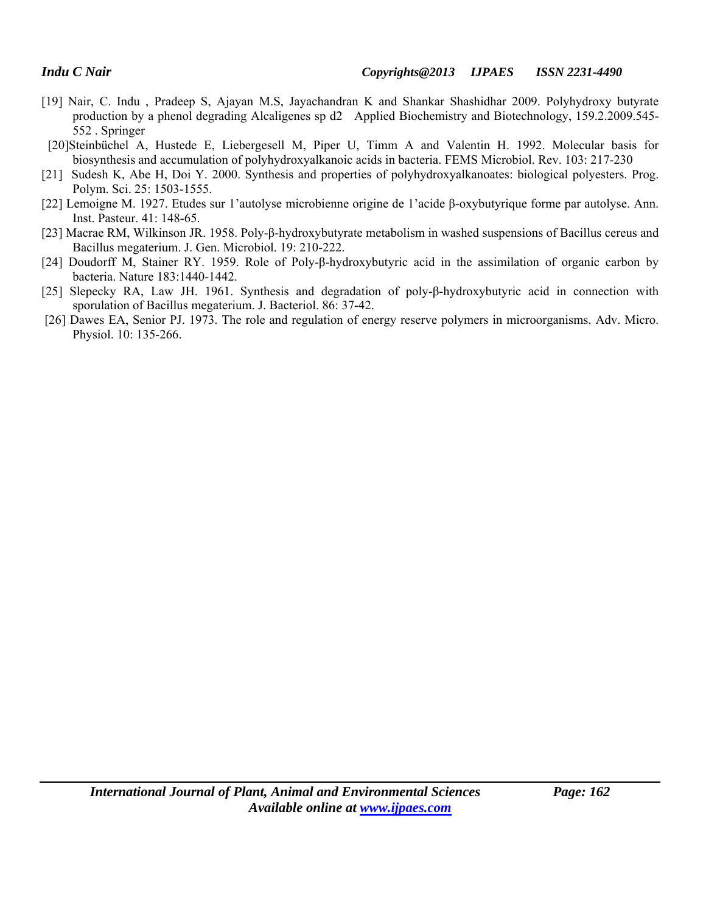[19] Nair, C. Indu , Pradeep S, Ajayan M.S, Jayachandran K and Shankar Shashidhar 2009. Polyhydroxy butyrate production by a phenol degrading Alcaligenes sp d2 Applied Biochemistry and Biotechnology, 159.2.2009.545-552 . Springer

[20]Steinbüchel A, Hustede E, Liebergesell M, Piper U, Timm A and Valentin H. 1992. Molecular basis for biosynthesis and accumulation of polyhydroxyalkanoic acids in bacteria. FEMS Microbiol. Rev. 103: 217-230

[21] Sudesh K, Abe H, Doi Y. 2000. Synthesis and properties of polyhydroxyalkanoates: biological polyesters. Prog. Polym. Sci. 25: 1503-1555.

[22] Lemoigne M. 1927. Etudes sur 1'autolyse microbienne origine de 1'acide β-oxybutyrique forme par autolyse. Ann. Inst. Pasteur. 41: 148-65.

[23] Macrae RM, Wilkinson JR. 1958. Poly-β-hydroxybutyrate metabolism in washed suspensions of Bacillus cereus and Bacillus megaterium. J. Gen. Microbiol. 19: 210-222.

[24] Doudorff M, Stainer RY. 1959. Role of Poly-β-hydroxybutyric acid in the assimilation of organic carbon by bacteria. Nature 183:1440-1442.

[25] Slepecky RA, Law JH. 1961. Synthesis and degradation of poly-β-hydroxybutyric acid in connection with sporulation of Bacillus megaterium. J. Bacteriol. 86: 37-42.

[26] Dawes EA, Senior PJ. 1973. The role and regulation of energy reserve polymers in microorganisms. Adv. Micro. Physiol. 10: 135-266.